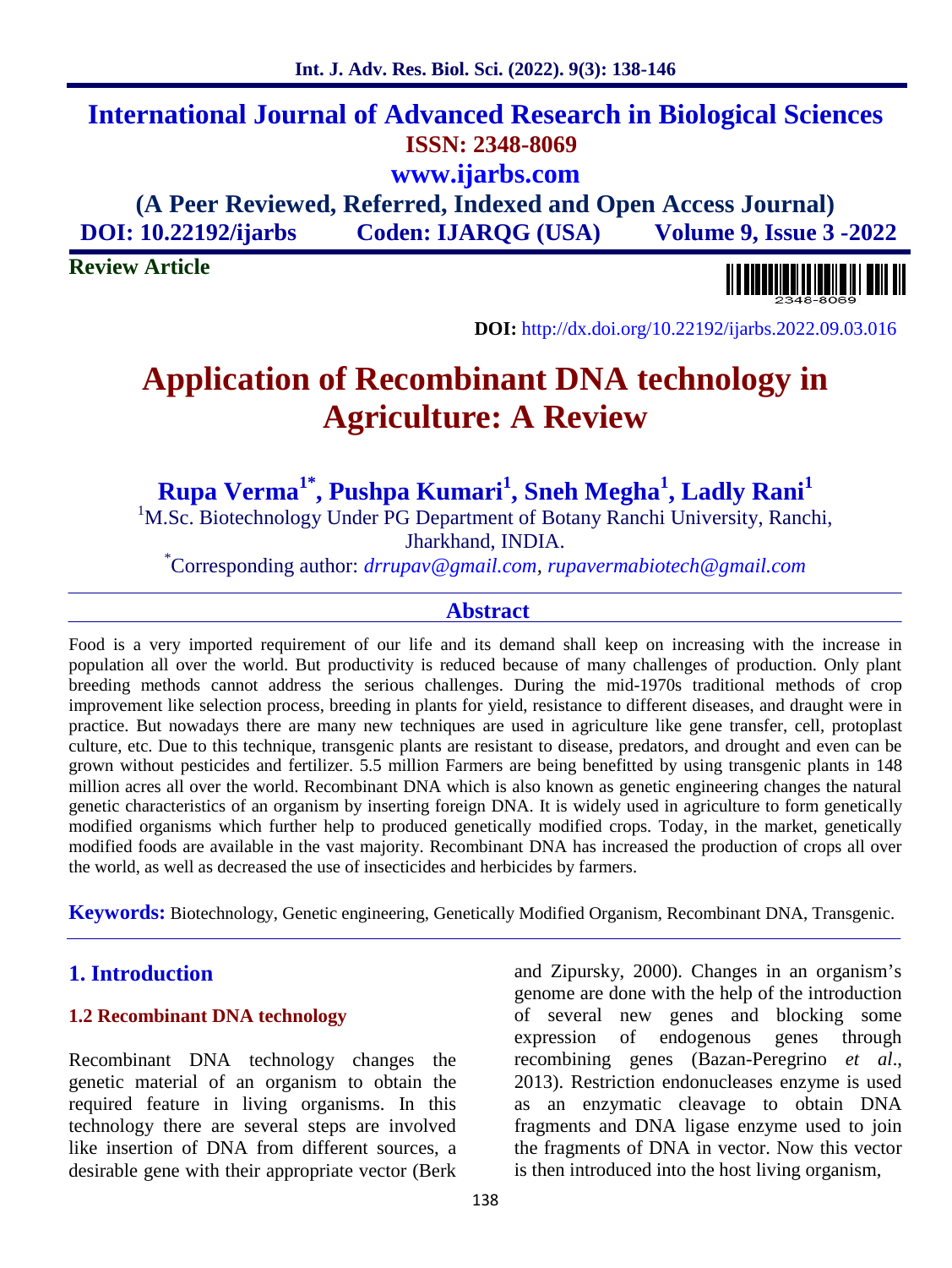# International Journal of Advanced Research in Biological Sciences

**ISSN: 2348-8069**

**www.ijarbs.com**

**(A Peer Reviewed, Referred, Indexed and Open Access Journal)**

**DOI: 10.22192/ijarbs    Coden: IJARQG (USA)    Volume 9, Issue 3 -2022**

**Review Article**

**DOI:** http://dx.doi.org/10.22192/ijarbs.2022.09.03.016

# Application of Recombinant DNA technology in Agriculture: A Review

**Rupa Verma[1*], Pushpa Kumari[1], Sneh Megha[1], Ladly Rani[1]**

[1]M.Sc. Biotechnology Under PG Department of Botany Ranchi University, Ranchi, Jharkhand, INDIA.

[*]Corresponding author: *drrupav@gmail.com*, *rupavermabiotech@gmail.com*

## Abstract

Food is a very imported requirement of our life and its demand shall keep on increasing with the increase in population all over the world. But productivity is reduced because of many challenges of production. Only plant breeding methods cannot address the serious challenges. During the mid-1970s traditional methods of crop improvement like selection process, breeding in plants for yield, resistance to different diseases, and draught were in practice. But nowadays there are many new techniques are used in agriculture like gene transfer, cell, protoplast culture, etc. Due to this technique, transgenic plants are resistant to disease, predators, and drought and even can be grown without pesticides and fertilizer. 5.5 million Farmers are being benefitted by using transgenic plants in 148 million acres all over the world. Recombinant DNA which is also known as genetic engineering changes the natural genetic characteristics of an organism by inserting foreign DNA. It is widely used in agriculture to form genetically modified organisms which further help to produced genetically modified crops. Today, in the market, genetically modified foods are available in the vast majority. Recombinant DNA has increased the production of crops all over the world, as well as decreased the use of insecticides and herbicides by farmers.

**Keywords:** Biotechnology, Genetic engineering, Genetically Modified Organism, Recombinant DNA, Transgenic.

## 1. Introduction

### 1.2 Recombinant DNA technology

Recombinant DNA technology changes the genetic material of an organism to obtain the required feature in living organisms. In this technology there are several steps are involved like insertion of DNA from different sources, a desirable gene with their appropriate vector (Berk and Zipursky, 2000). Changes in an organism's genome are done with the help of the introduction of several new genes and blocking some expression of endogenous genes through recombining genes (Bazan-Peregrino *et al*., 2013). Restriction endonucleases enzyme is used as an enzymatic cleavage to obtain DNA fragments and DNA ligase enzyme used to join the fragments of DNA in vector. Now this vector is then introduced into the host living organism,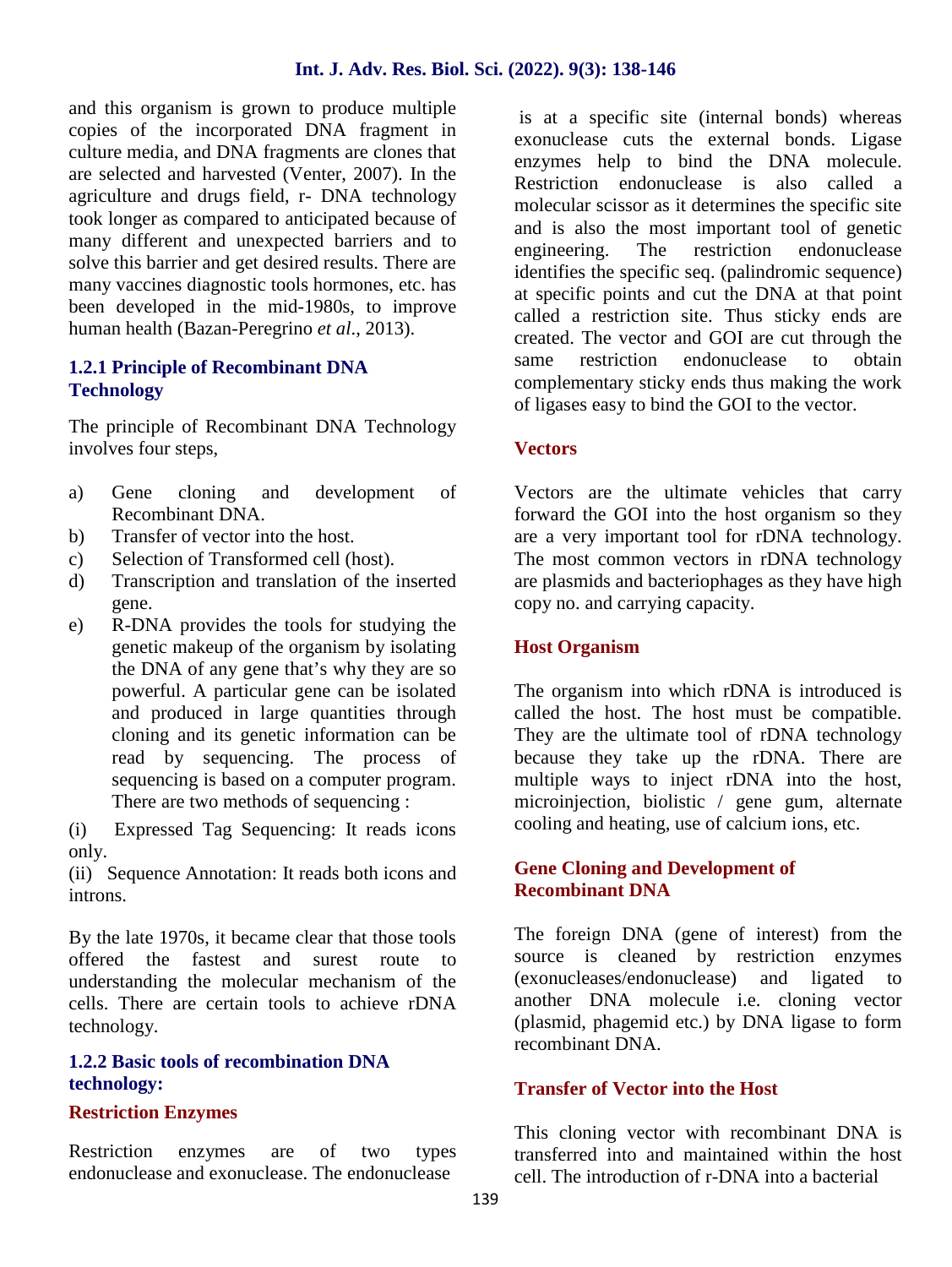and this organism is grown to produce multiple copies of the incorporated DNA fragment in culture media, and DNA fragments are clones that are selected and harvested (Venter, 2007). In the agriculture and drugs field, r- DNA technology took longer as compared to anticipated because of many different and unexpected barriers and to solve this barrier and get desired results. There are many vaccines diagnostic tools hormones, etc. has been developed in the mid-1980s, to improve human health (Bazan-Peregrino *et al*., 2013).

### 1.2.1 Principle of Recombinant DNA Technology

The principle of Recombinant DNA Technology involves four steps,

a) Gene cloning and development of Recombinant DNA.
b) Transfer of vector into the host.
c) Selection of Transformed cell (host).
d) Transcription and translation of the inserted gene.
e) R-DNA provides the tools for studying the genetic makeup of the organism by isolating the DNA of any gene that's why they are so powerful. A particular gene can be isolated and produced in large quantities through cloning and its genetic information can be read by sequencing. The process of sequencing is based on a computer program. There are two methods of sequencing :

(i) Expressed Tag Sequencing: It reads icons only.
(ii) Sequence Annotation: It reads both icons and introns.

By the late 1970s, it became clear that those tools offered the fastest and surest route to understanding the molecular mechanism of the cells. There are certain tools to achieve rDNA technology.

### 1.2.2 Basic tools of recombination DNA technology:

#### Restriction Enzymes

Restriction enzymes are of two types endonuclease and exonuclease. The endonuclease is at a specific site (internal bonds) whereas exonuclease cuts the external bonds. Ligase enzymes help to bind the DNA molecule. Restriction endonuclease is also called a molecular scissor as it determines the specific site and is also the most important tool of genetic engineering. The restriction endonuclease identifies the specific seq. (palindromic sequence) at specific points and cut the DNA at that point called a restriction site. Thus sticky ends are created. The vector and GOI are cut through the same restriction endonuclease to obtain complementary sticky ends thus making the work of ligases easy to bind the GOI to the vector.

#### Vectors

Vectors are the ultimate vehicles that carry forward the GOI into the host organism so they are a very important tool for rDNA technology. The most common vectors in rDNA technology are plasmids and bacteriophages as they have high copy no. and carrying capacity.

#### Host Organism

The organism into which rDNA is introduced is called the host. The host must be compatible. They are the ultimate tool of rDNA technology because they take up the rDNA. There are multiple ways to inject rDNA into the host, microinjection, biolistic / gene gum, alternate cooling and heating, use of calcium ions, etc.

#### Gene Cloning and Development of Recombinant DNA

The foreign DNA (gene of interest) from the source is cleaned by restriction enzymes (exonucleases/endonuclease) and ligated to another DNA molecule i.e. cloning vector (plasmid, phagemid etc.) by DNA ligase to form recombinant DNA.

#### Transfer of Vector into the Host

This cloning vector with recombinant DNA is transferred into and maintained within the host cell. The introduction of r-DNA into a bacterial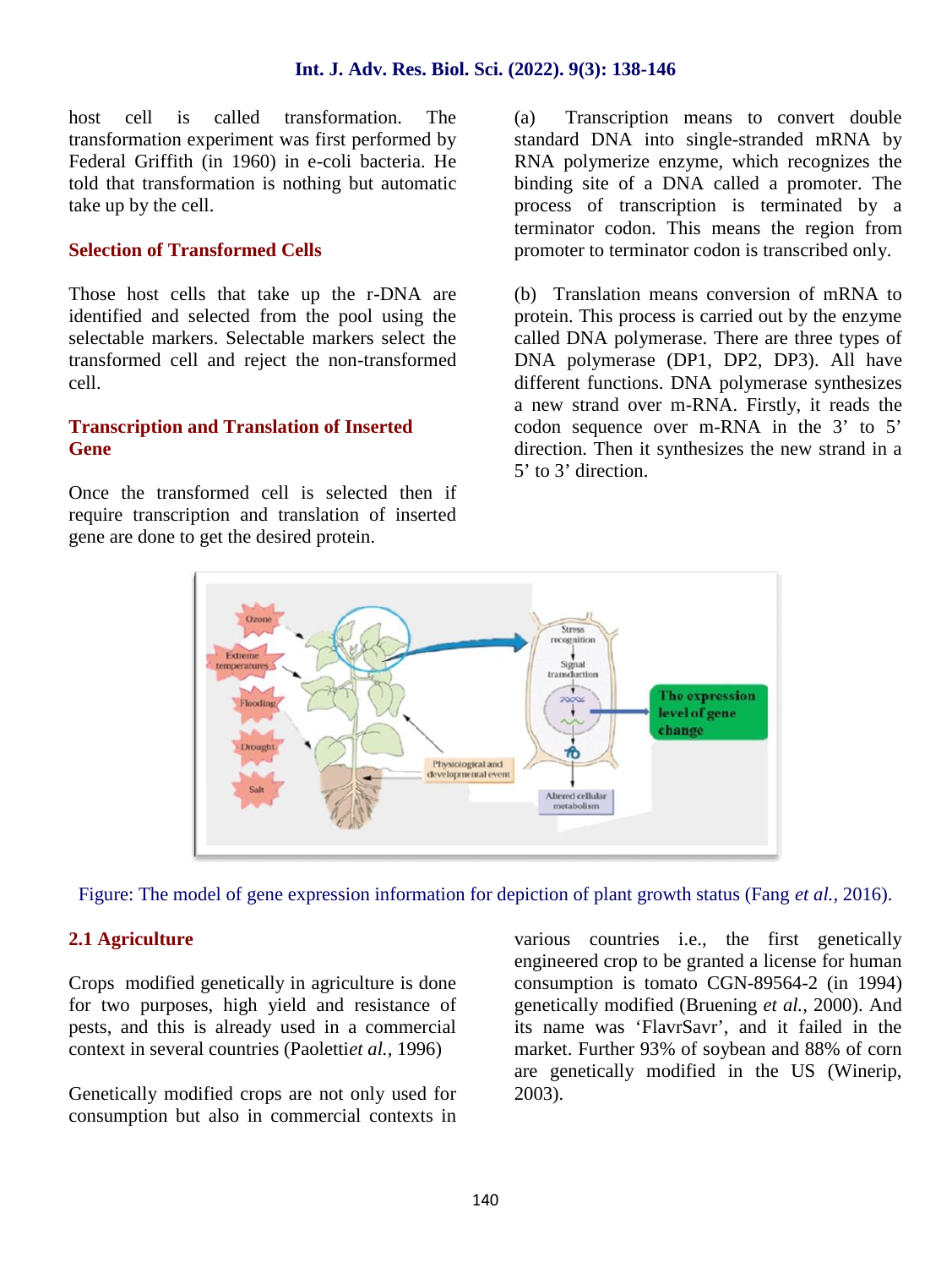host cell is called transformation. The transformation experiment was first performed by Federal Griffith (in 1960) in e-coli bacteria. He told that transformation is nothing but automatic take up by the cell.

### Selection of Transformed Cells

Those host cells that take up the r-DNA are identified and selected from the pool using the selectable markers. Selectable markers select the transformed cell and reject the non-transformed cell.

### Transcription and Translation of Inserted Gene

Once the transformed cell is selected then if require transcription and translation of inserted gene are done to get the desired protein.

(a) Transcription means to convert double standard DNA into single-stranded mRNA by RNA polymerize enzyme, which recognizes the binding site of a DNA called a promoter. The process of transcription is terminated by a terminator codon. This means the region from promoter to terminator codon is transcribed only.

(b) Translation means conversion of mRNA to protein. This process is carried out by the enzyme called DNA polymerase. There are three types of DNA polymerase (DP1, DP2, DP3). All have different functions. DNA polymerase synthesizes a new strand over m-RNA. Firstly, it reads the codon sequence over m-RNA in the 3' to 5' direction. Then it synthesizes the new strand in a 5' to 3' direction.

Figure: The model of gene expression information for depiction of plant growth status (Fang *et al.*, 2016).

## 2.1 Agriculture

Crops modified genetically in agriculture is done for two purposes, high yield and resistance of pests, and this is already used in a commercial context in several countries (Paoletti*et al.*, 1996)

Genetically modified crops are not only used for consumption but also in commercial contexts in various countries i.e., the first genetically engineered crop to be granted a license for human consumption is tomato CGN-89564-2 (in 1994) genetically modified (Bruening *et al.*, 2000). And its name was 'FlavrSavr', and it failed in the market. Further 93% of soybean and 88% of corn are genetically modified in the US (Winerip, 2003).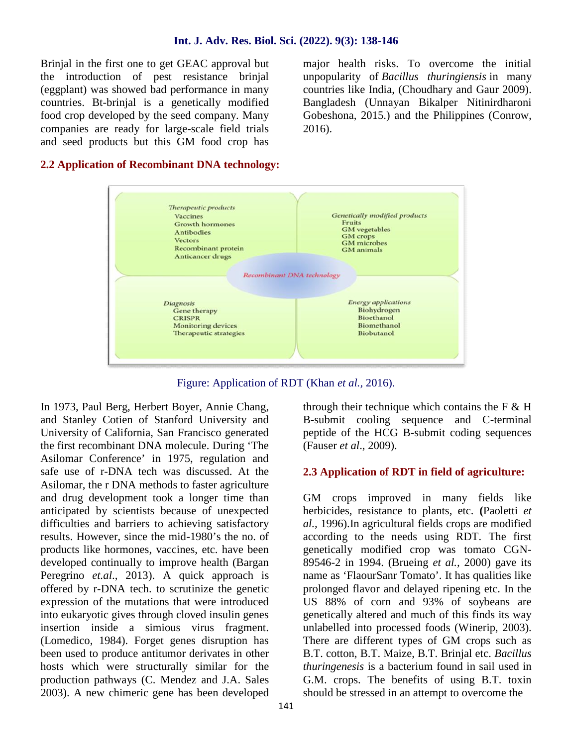Brinjal in the first one to get GEAC approval but the introduction of pest resistance brinjal (eggplant) was showed bad performance in many countries. Bt-brinjal is a genetically modified food crop developed by the seed company. Many companies are ready for large-scale field trials and seed products but this GM food crop has major health risks. To overcome the initial unpopularity of *Bacillus thuringiensis* in many countries like India, (Choudhary and Gaur 2009). Bangladesh (Unnayan Bikalper Nitinirdharoni Gobeshona, 2015.) and the Philippines (Conrow, 2016).

## 2.2 Application of Recombinant DNA technology:

*Therapeutic products*
- Vaccines
- Growth hormones
- Antibodies
- Vectors
- Recombinant protein
- Anticancer drugs

*Genetically modified products*
- Fruits
- GM vegetables
- GM crops
- GM microbes
- GM animals

*Recombinant DNA technology*

*Diagnosis*
- Gene therapy
- CRISPR
- Monitoring devices
- Therapeutic strategies

*Energy applications*
- Biohydrogen
- Bioethanol
- Biomethanol
- Biobutanol

Figure: Application of RDT (Khan *et al.,* 2016).

In 1973, Paul Berg, Herbert Boyer, Annie Chang, and Stanley Cotien of Stanford University and University of California, San Francisco generated the first recombinant DNA molecule. During 'The Asilomar Conference' in 1975, regulation and safe use of r-DNA tech was discussed. At the Asilomar, the r DNA methods to faster agriculture and drug development took a longer time than anticipated by scientists because of unexpected difficulties and barriers to achieving satisfactory results. However, since the mid-1980's the no. of products like hormones, vaccines, etc. have been developed continually to improve health (Bargan Peregrino *et.al*., 2013). A quick approach is offered by r-DNA tech. to scrutinize the genetic expression of the mutations that were introduced into eukaryotic gives through cloved insulin genes insertion inside a simious virus fragment. (Lomedico, 1984). Forget genes disruption has been used to produce antitumor derivates in other hosts which were structurally similar for the production pathways (C. Mendez and J.A. Sales 2003). A new chimeric gene has been developed through their technique which contains the F & H B-submit cooling sequence and C-terminal peptide of the HCG B-submit coding sequences (Fauser *et al*., 2009).

## 2.3 Application of RDT in field of agriculture:

GM crops improved in many fields like herbicides, resistance to plants, etc. **(**Paoletti *et al.,* 1996).In agricultural fields crops are modified according to the needs using RDT. The first genetically modified crop was tomato CGN-89546-2 in 1994. (Brueing *et al.,* 2000) gave its name as 'FlaourSanr Tomato'. It has qualities like prolonged flavor and delayed ripening etc. In the US 88% of corn and 93% of soybeans are genetically altered and much of this finds its way unlabelled into processed foods (Winerip, 2003). There are different types of GM crops such as B.T. cotton, B.T. Maize, B.T. Brinjal etc. *Bacillus thuringenesis* is a bacterium found in sail used in G.M. crops. The benefits of using B.T. toxin should be stressed in an attempt to overcome the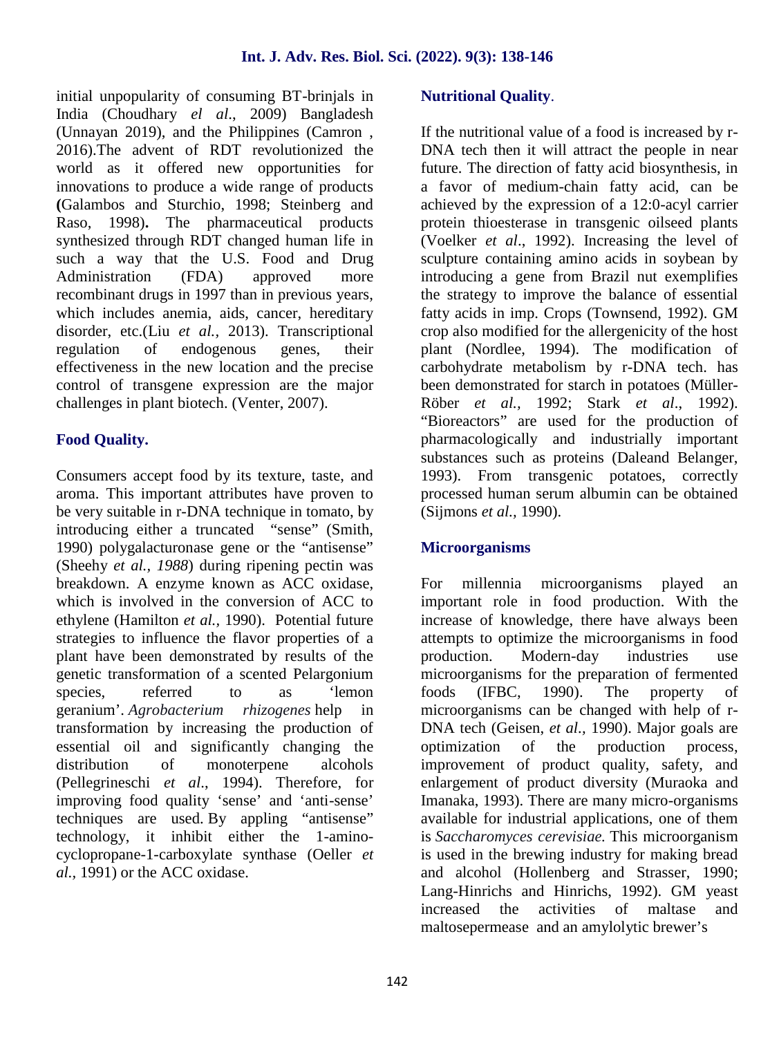initial unpopularity of consuming BT-brinjals in India (Choudhary *el al*., 2009) Bangladesh (Unnayan 2019), and the Philippines (Camron , 2016).The advent of RDT revolutionized the world as it offered new opportunities for innovations to produce a wide range of products **(**Galambos and Sturchio, 1998; Steinberg and Raso, 1998)**.** The pharmaceutical products synthesized through RDT changed human life in such a way that the U.S. Food and Drug Administration (FDA) approved more recombinant drugs in 1997 than in previous years, which includes anemia, aids, cancer, hereditary disorder, etc.(Liu *et al.,* 2013). Transcriptional regulation of endogenous genes, their effectiveness in the new location and the precise control of transgene expression are the major challenges in plant biotech. (Venter, 2007).

## Food Quality.

Consumers accept food by its texture, taste, and aroma. This important attributes have proven to be very suitable in r-DNA technique in tomato, by introducing either a truncated "sense" (Smith, 1990) polygalacturonase gene or the "antisense" (Sheehy *et al., 1988*) during ripening pectin was breakdown. A enzyme known as ACC oxidase, which is involved in the conversion of ACC to ethylene (Hamilton *et al.,* 1990). Potential future strategies to influence the flavor properties of a plant have been demonstrated by results of the genetic transformation of a scented Pelargonium species, referred to as 'lemon geranium'. *Agrobacterium rhizogenes* help in transformation by increasing the production of essential oil and significantly changing the distribution of monoterpene alcohols (Pellegrineschi *et al*., 1994). Therefore, for improving food quality 'sense' and 'anti-sense' techniques are used. By appling "antisense" technology, it inhibit either the 1-amino-cyclopropane-1-carboxylate synthase (Oeller *et al.,* 1991) or the ACC oxidase.

## Nutritional Quality.

If the nutritional value of a food is increased by r-DNA tech then it will attract the people in near future. The direction of fatty acid biosynthesis, in a favor of medium-chain fatty acid, can be achieved by the expression of a 12:0-acyl carrier protein thioesterase in transgenic oilseed plants (Voelker *et al*., 1992). Increasing the level of sculpture containing amino acids in soybean by introducing a gene from Brazil nut exemplifies the strategy to improve the balance of essential fatty acids in imp. Crops (Townsend, 1992). GM crop also modified for the allergenicity of the host plant (Nordlee, 1994). The modification of carbohydrate metabolism by r-DNA tech. has been demonstrated for starch in potatoes (Müller-Röber *et al.,* 1992; Stark *et al*., 1992). "Bioreactors" are used for the production of pharmacologically and industrially important substances such as proteins (Daleand Belanger, 1993). From transgenic potatoes, correctly processed human serum albumin can be obtained (Sijmons *et al.,* 1990).

## Microorganisms

For millennia microorganisms played an important role in food production. With the increase of knowledge, there have always been attempts to optimize the microorganisms in food production. Modern-day industries use microorganisms for the preparation of fermented foods (IFBC, 1990). The property of microorganisms can be changed with help of r-DNA tech (Geisen, *et al.,* 1990). Major goals are optimization of the production process, improvement of product quality, safety, and enlargement of product diversity (Muraoka and Imanaka, 1993). There are many micro-organisms available for industrial applications, one of them is *Saccharomyces cerevisiae.* This microorganism is used in the brewing industry for making bread and alcohol (Hollenberg and Strasser, 1990; Lang-Hinrichs and Hinrichs, 1992). GM yeast increased the activities of maltase and maltosepermease and an amylolytic brewer's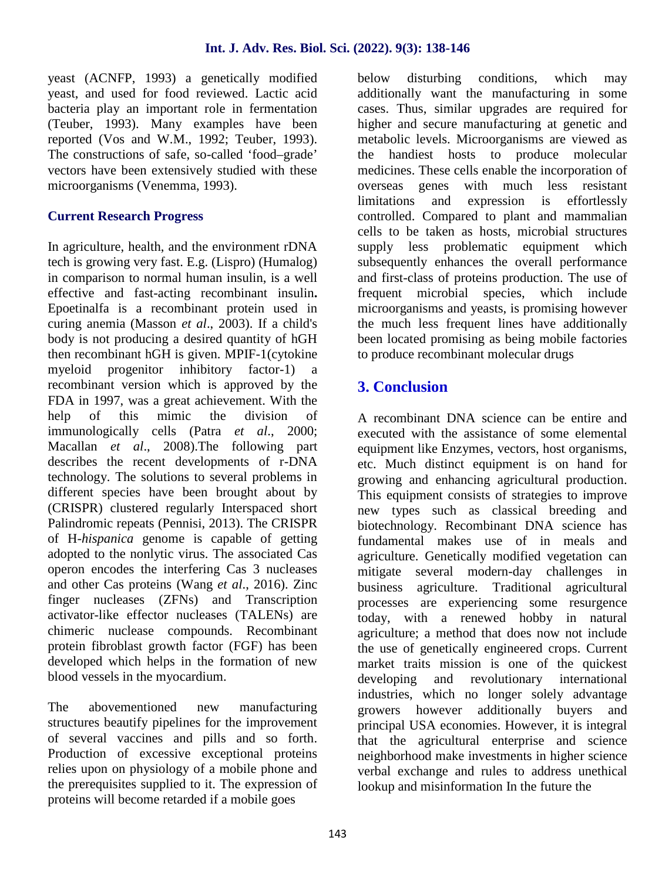yeast (ACNFP, 1993) a genetically modified yeast, and used for food reviewed. Lactic acid bacteria play an important role in fermentation (Teuber, 1993). Many examples have been reported (Vos and W.M., 1992; Teuber, 1993). The constructions of safe, so-called 'food–grade' vectors have been extensively studied with these microorganisms (Venemma, 1993).

### Current Research Progress

In agriculture, health, and the environment rDNA tech is growing very fast. E.g. (Lispro) (Humalog) in comparison to normal human insulin, is a well effective and fast-acting recombinant insulin**.** Epoetinalfa is a recombinant protein used in curing anemia (Masson *et al*., 2003). If a child's body is not producing a desired quantity of hGH then recombinant hGH is given. MPIF-1(cytokine myeloid progenitor inhibitory factor-1) a recombinant version which is approved by the FDA in 1997, was a great achievement. With the help of this mimic the division of immunologically cells (Patra *et al*., 2000; Macallan *et al*., 2008).The following part describes the recent developments of r-DNA technology. The solutions to several problems in different species have been brought about by (CRISPR) clustered regularly Interspaced short Palindromic repeats (Pennisi, 2013). The CRISPR of H-*hispanica* genome is capable of getting adopted to the nonlytic virus. The associated Cas operon encodes the interfering Cas 3 nucleases and other Cas proteins (Wang *et al*., 2016). Zinc finger nucleases (ZFNs) and Transcription activator-like effector nucleases (TALENs) are chimeric nuclease compounds. Recombinant protein fibroblast growth factor (FGF) has been developed which helps in the formation of new blood vessels in the myocardium.

The abovementioned new manufacturing structures beautify pipelines for the improvement of several vaccines and pills and so forth. Production of excessive exceptional proteins relies upon on physiology of a mobile phone and the prerequisites supplied to it. The expression of proteins will become retarded if a mobile goes below disturbing conditions, which may additionally want the manufacturing in some cases. Thus, similar upgrades are required for higher and secure manufacturing at genetic and metabolic levels. Microorganisms are viewed as the handiest hosts to produce molecular medicines. These cells enable the incorporation of overseas genes with much less resistant limitations and expression is effortlessly controlled. Compared to plant and mammalian cells to be taken as hosts, microbial structures supply less problematic equipment which subsequently enhances the overall performance and first-class of proteins production. The use of frequent microbial species, which include microorganisms and yeasts, is promising however the much less frequent lines have additionally been located promising as being mobile factories to produce recombinant molecular drugs

## 3. Conclusion

A recombinant DNA science can be entire and executed with the assistance of some elemental equipment like Enzymes, vectors, host organisms, etc. Much distinct equipment is on hand for growing and enhancing agricultural production. This equipment consists of strategies to improve new types such as classical breeding and biotechnology. Recombinant DNA science has fundamental makes use of in meals and agriculture. Genetically modified vegetation can mitigate several modern-day challenges in business agriculture. Traditional agricultural processes are experiencing some resurgence today, with a renewed hobby in natural agriculture; a method that does now not include the use of genetically engineered crops. Current market traits mission is one of the quickest developing and revolutionary international industries, which no longer solely advantage growers however additionally buyers and principal USA economies. However, it is integral that the agricultural enterprise and science neighborhood make investments in higher science verbal exchange and rules to address unethical lookup and misinformation In the future the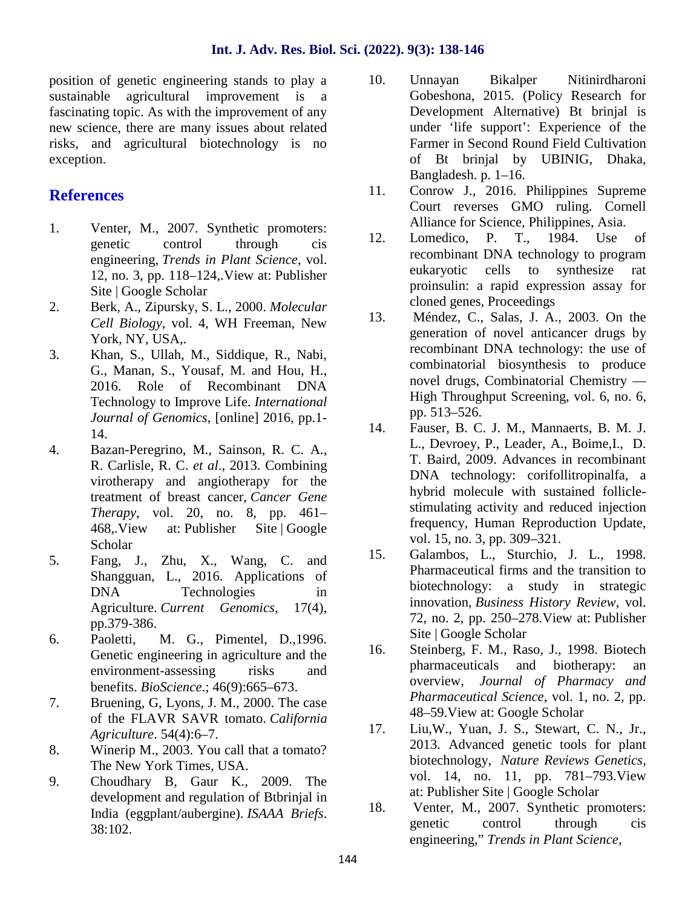position of genetic engineering stands to play a sustainable agricultural improvement is a fascinating topic. As with the improvement of any new science, there are many issues about related risks, and agricultural biotechnology is no exception.

## References

1. Venter, M., 2007. Synthetic promoters: genetic control through cis engineering, *Trends in Plant Science*, vol. 12, no. 3, pp. 118–124,.View at: Publisher Site | Google Scholar
2. Berk, A., Zipursky, S. L., 2000. *Molecular Cell Biology*, vol. 4, WH Freeman, New York, NY, USA,.
3. Khan, S., Ullah, M., Siddique, R., Nabi, G., Manan, S., Yousaf, M. and Hou, H., 2016. Role of Recombinant DNA Technology to Improve Life. *International Journal of Genomics*, [online] 2016, pp.1-14.
4. Bazan-Peregrino, M., Sainson, R. C. A., R. Carlisle, R. C. *et al*., 2013. Combining virotherapy and angiotherapy for the treatment of breast cancer, *Cancer Gene Therapy*, vol. 20, no. 8, pp. 461–468,.View at: Publisher Site | Google Scholar
5. Fang, J., Zhu, X., Wang, C. and Shangguan, L., 2016. Applications of DNA Technologies in Agriculture. *Current Genomics*, 17(4), pp.379-386.
6. Paoletti, M. G., Pimentel, D.,1996. Genetic engineering in agriculture and the environment-assessing risks and benefits. *BioScience*.; 46(9):665–673.
7. Bruening, G, Lyons, J. M., 2000. The case of the FLAVR SAVR tomato. *California Agriculture*. 54(4):6–7.
8. Winerip M., 2003. You call that a tomato? The New York Times, USA.
9. Choudhary B, Gaur K., 2009. The development and regulation of Btbrinjal in India (eggplant/aubergine). *ISAAA Briefs*. 38:102.
10. Unnayan Bikalper Nitinirdharoni Gobeshona, 2015. (Policy Research for Development Alternative) Bt brinjal is under 'life support': Experience of the Farmer in Second Round Field Cultivation of Bt brinjal by UBINIG, Dhaka, Bangladesh. p. 1–16.
11. Conrow J., 2016. Philippines Supreme Court reverses GMO ruling. Cornell Alliance for Science, Philippines, Asia.
12. Lomedico, P. T., 1984. Use of recombinant DNA technology to program eukaryotic cells to synthesize rat proinsulin: a rapid expression assay for cloned genes, Proceedings
13. Méndez, C., Salas, J. A., 2003. On the generation of novel anticancer drugs by recombinant DNA technology: the use of combinatorial biosynthesis to produce novel drugs, Combinatorial Chemistry — High Throughput Screening, vol. 6, no. 6, pp. 513–526.
14. Fauser, B. C. J. M., Mannaerts, B. M. J. L., Devroey, P., Leader, A., Boime,I., D. T. Baird, 2009. Advances in recombinant DNA technology: corifollitropinalfa, a hybrid molecule with sustained follicle-stimulating activity and reduced injection frequency, Human Reproduction Update, vol. 15, no. 3, pp. 309–321.
15. Galambos, L., Sturchio, J. L., 1998. Pharmaceutical firms and the transition to biotechnology: a study in strategic innovation, *Business History Review*, vol. 72, no. 2, pp. 250–278.View at: Publisher Site | Google Scholar
16. Steinberg, F. M., Raso, J., 1998. Biotech pharmaceuticals and biotherapy: an overview, *Journal of Pharmacy and Pharmaceutical Science*, vol. 1, no. 2, pp. 48–59.View at: Google Scholar
17. Liu,W., Yuan, J. S., Stewart, C. N., Jr., 2013. Advanced genetic tools for plant biotechnology, *Nature Reviews Genetics*, vol. 14, no. 11, pp. 781–793.View at: Publisher Site | Google Scholar
18. Venter, M., 2007. Synthetic promoters: genetic control through cis engineering," *Trends in Plant Science*,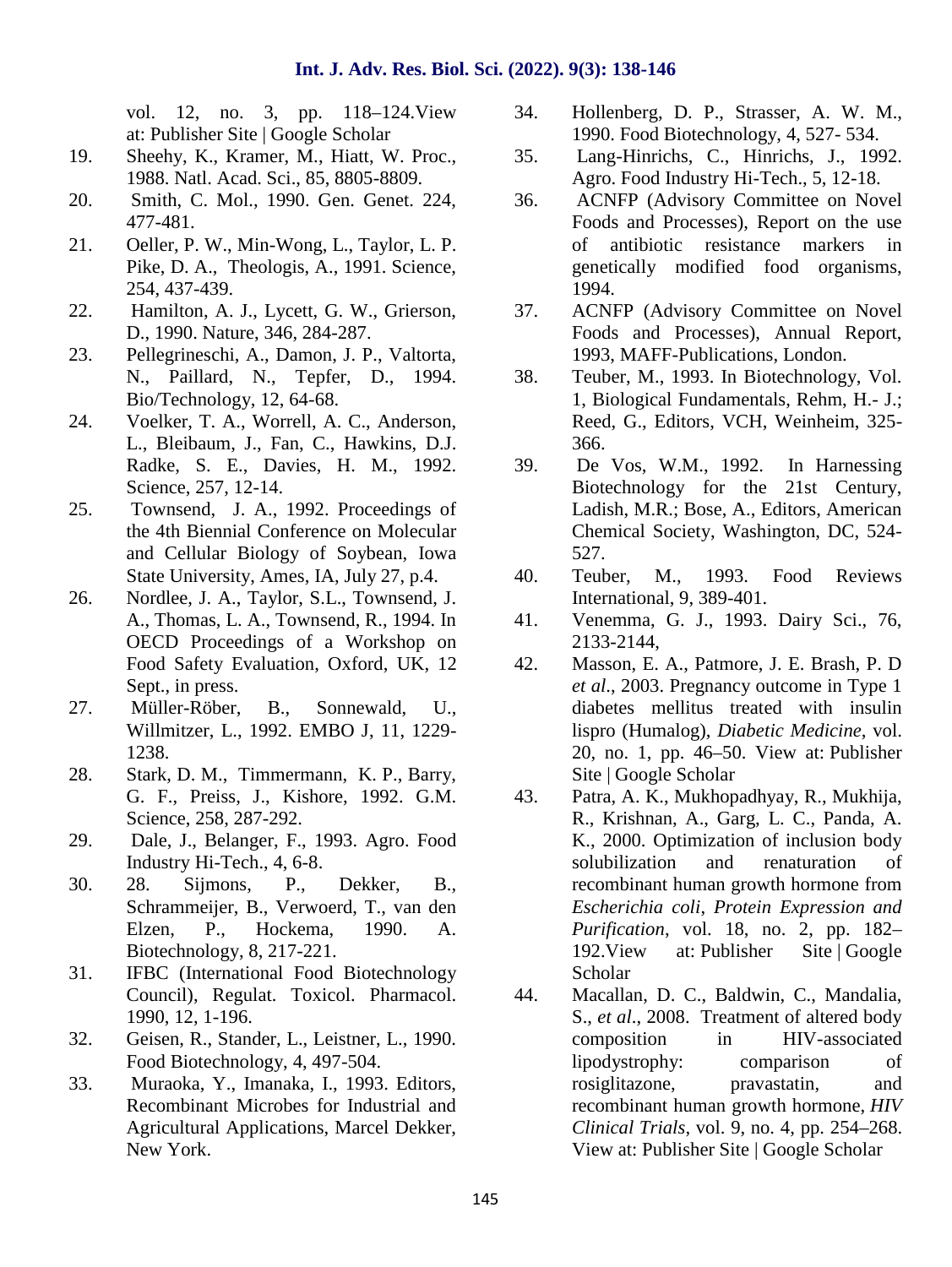vol. 12, no. 3, pp. 118–124.View at: Publisher Site | Google Scholar

19. Sheehy, K., Kramer, M., Hiatt, W. Proc., 1988. Natl. Acad. Sci., 85, 8805-8809.
20. Smith, C. Mol., 1990. Gen. Genet. 224, 477-481.
21. Oeller, P. W., Min-Wong, L., Taylor, L. P. Pike, D. A., Theologis, A., 1991. Science, 254, 437-439.
22. Hamilton, A. J., Lycett, G. W., Grierson, D., 1990. Nature, 346, 284-287.
23. Pellegrineschi, A., Damon, J. P., Valtorta, N., Paillard, N., Tepfer, D., 1994. Bio/Technology, 12, 64-68.
24. Voelker, T. A., Worrell, A. C., Anderson, L., Bleibaum, J., Fan, C., Hawkins, D.J. Radke, S. E., Davies, H. M., 1992. Science, 257, 12-14.
25. Townsend, J. A., 1992. Proceedings of the 4th Biennial Conference on Molecular and Cellular Biology of Soybean, Iowa State University, Ames, IA, July 27, p.4.
26. Nordlee, J. A., Taylor, S.L., Townsend, J. A., Thomas, L. A., Townsend, R., 1994. In OECD Proceedings of a Workshop on Food Safety Evaluation, Oxford, UK, 12 Sept., in press.
27. Müller-Röber, B., Sonnewald, U., Willmitzer, L., 1992. EMBO J, 11, 1229-1238.
28. Stark, D. M., Timmermann, K. P., Barry, G. F., Preiss, J., Kishore, 1992. G.M. Science, 258, 287-292.
29. Dale, J., Belanger, F., 1993. Agro. Food Industry Hi-Tech., 4, 6-8.
30. 28. Sijmons, P., Dekker, B., Schrammeijer, B., Verwoerd, T., van den Elzen, P., Hockema, 1990. A. Biotechnology, 8, 217-221.
31. IFBC (International Food Biotechnology Council), Regulat. Toxicol. Pharmacol. 1990, 12, 1-196.
32. Geisen, R., Stander, L., Leistner, L., 1990. Food Biotechnology, 4, 497-504.
33. Muraoka, Y., Imanaka, I., 1993. Editors, Recombinant Microbes for Industrial and Agricultural Applications, Marcel Dekker, New York.
34. Hollenberg, D. P., Strasser, A. W. M., 1990. Food Biotechnology, 4, 527- 534.
35. Lang-Hinrichs, C., Hinrichs, J., 1992. Agro. Food Industry Hi-Tech., 5, 12-18.
36. ACNFP (Advisory Committee on Novel Foods and Processes), Report on the use of antibiotic resistance markers in genetically modified food organisms, 1994.
37. ACNFP (Advisory Committee on Novel Foods and Processes), Annual Report, 1993, MAFF-Publications, London.
38. Teuber, M., 1993. In Biotechnology, Vol. 1, Biological Fundamentals, Rehm, H.- J.; Reed, G., Editors, VCH, Weinheim, 325-366.
39. De Vos, W.M., 1992. In Harnessing Biotechnology for the 21st Century, Ladish, M.R.; Bose, A., Editors, American Chemical Society, Washington, DC, 524-527.
40. Teuber, M., 1993. Food Reviews International, 9, 389-401.
41. Venemma, G. J., 1993. Dairy Sci., 76, 2133-2144,
42. Masson, E. A., Patmore, J. E. Brash, P. D *et al*., 2003. Pregnancy outcome in Type 1 diabetes mellitus treated with insulin lispro (Humalog), *Diabetic Medicine*, vol. 20, no. 1, pp. 46–50. View at: Publisher Site | Google Scholar
43. Patra, A. K., Mukhopadhyay, R., Mukhija, R., Krishnan, A., Garg, L. C., Panda, A. K., 2000. Optimization of inclusion body solubilization and renaturation of recombinant human growth hormone from *Escherichia coli*, *Protein Expression and Purification*, vol. 18, no. 2, pp. 182–192.View at: Publisher Site | Google Scholar
44. Macallan, D. C., Baldwin, C., Mandalia, S., *et al*., 2008. Treatment of altered body composition in HIV-associated lipodystrophy: comparison of rosiglitazone, pravastatin, and recombinant human growth hormone, *HIV Clinical Trials*, vol. 9, no. 4, pp. 254–268. View at: Publisher Site | Google Scholar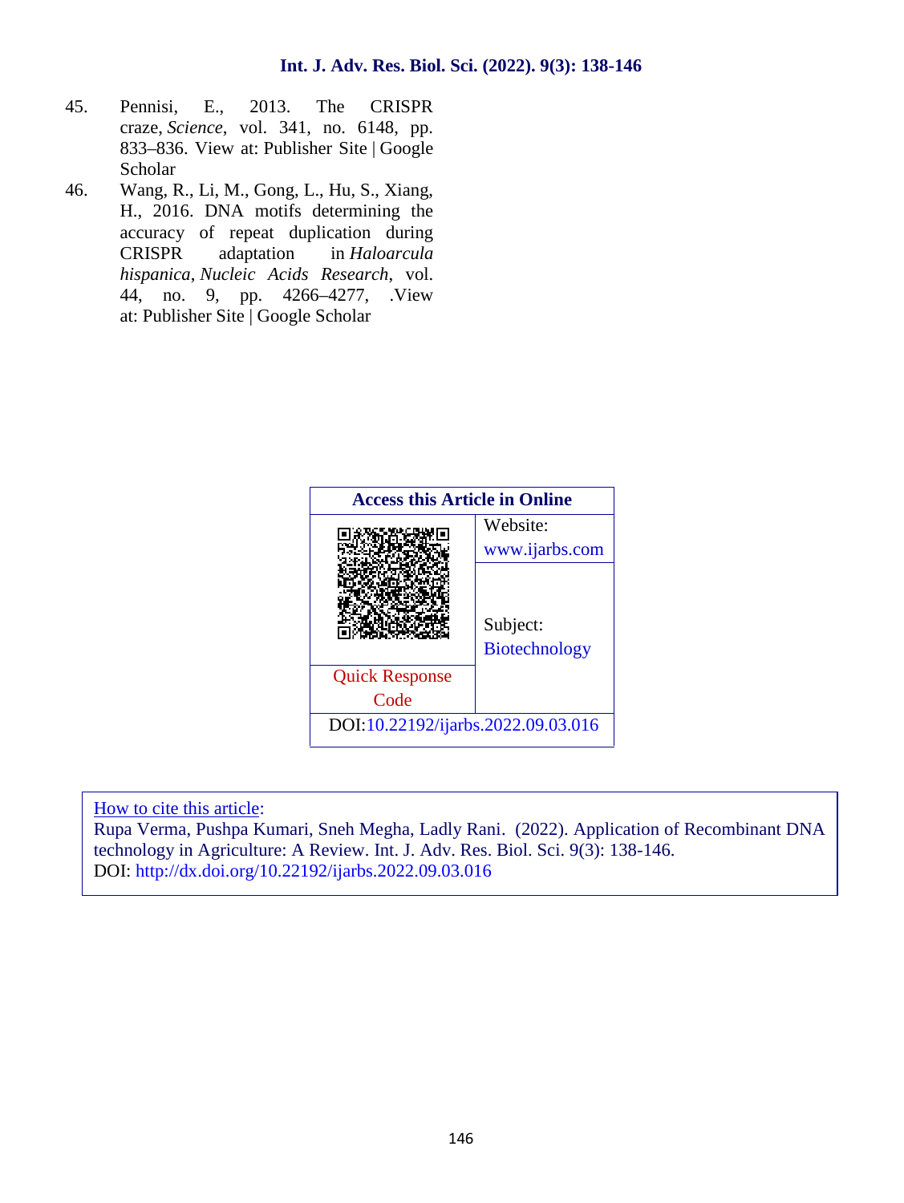45. Pennisi, E., 2013. The CRISPR craze, *Science*, vol. 341, no. 6148, pp. 833–836. View at: Publisher Site | Google Scholar
46. Wang, R., Li, M., Gong, L., Hu, S., Xiang, H., 2016. DNA motifs determining the accuracy of repeat duplication during CRISPR adaptation in *Haloarcula hispanica*, *Nucleic Acids Research*, vol. 44, no. 9, pp. 4266–4277, .View at: Publisher Site | Google Scholar

| **Access this Article in Online** | |
|---|---|
| | Website: www.ijarbs.com |
| Quick Response Code | Subject: Biotechnology |
| DOI:10.22192/ijarbs.2022.09.03.016 | |

How to cite this article:
Rupa Verma, Pushpa Kumari, Sneh Megha, Ladly Rani. (2022). Application of Recombinant DNA technology in Agriculture: A Review. Int. J. Adv. Res. Biol. Sci. 9(3): 138-146.
DOI: http://dx.doi.org/10.22192/ijarbs.2022.09.03.016